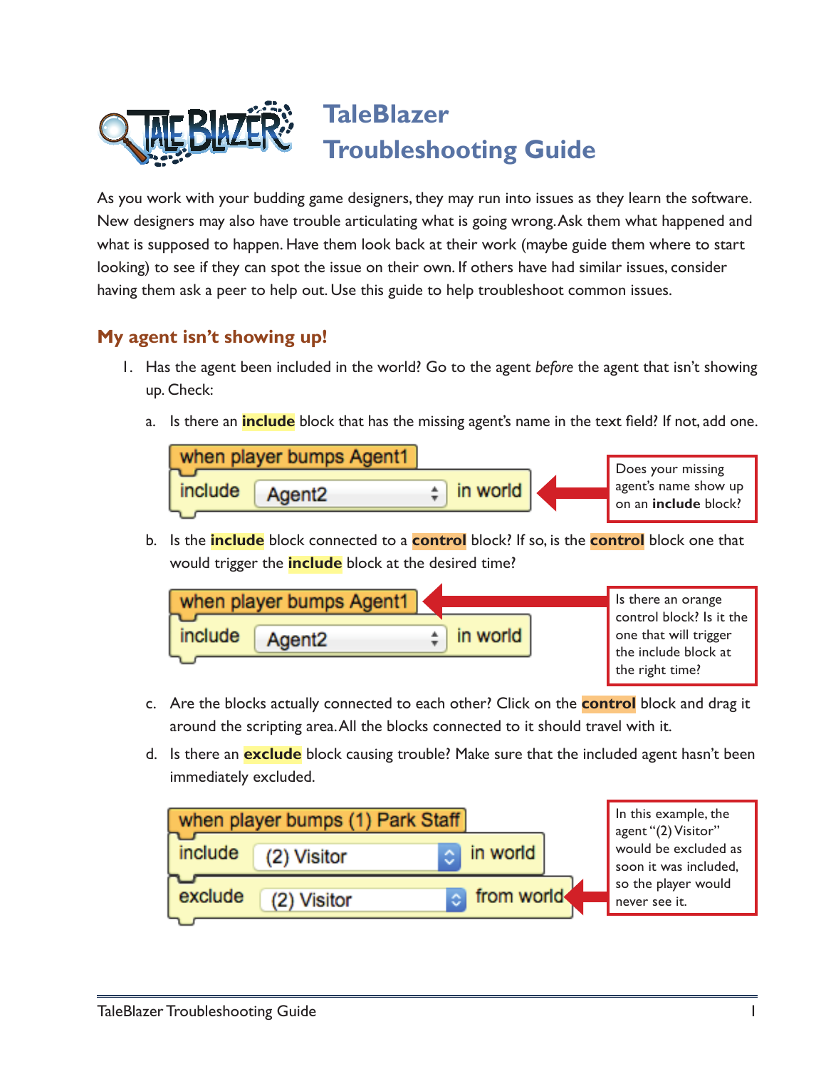# TaleBlazer Troubleshooting Guide

As you work with your budding game designers, they may run into issues as they learn the software. New designers may also have trouble articulating what is going wrong. Ask them what happened and what is supposed to happen. Have them look back at their work (maybe guide them where to start looking) to see if they can spot the issue on their own. If others have had similar issues, consider having them ask a peer to help out. Use this guide to help troubleshoot common issues.

## My agent isn't showing up!

1. Has the agent been included in the world? Go to the agent *before* the agent that isn't showing up. Check:

   a. Is there an **include** block that has the missing agent's name in the text field? If not, add one.

   when player bumps Agent1
   include Agent2 in world

   Does your missing agent's name show up on an **include** block?

   b. Is the **include** block connected to a **control** block? If so, is the **control** block one that would trigger the **include** block at the desired time?

   when player bumps Agent1
   include Agent2 in world

   Is there an orange control block? Is it the one that will trigger the include block at the right time?

   c. Are the blocks actually connected to each other? Click on the **control** block and drag it around the scripting area. All the blocks connected to it should travel with it.

   d. Is there an **exclude** block causing trouble? Make sure that the included agent hasn't been immediately excluded.

   when player bumps (1) Park Staff
   include (2) Visitor in world
   exclude (2) Visitor from world

   In this example, the agent "(2) Visitor" would be excluded as soon it was included, so the player would never see it.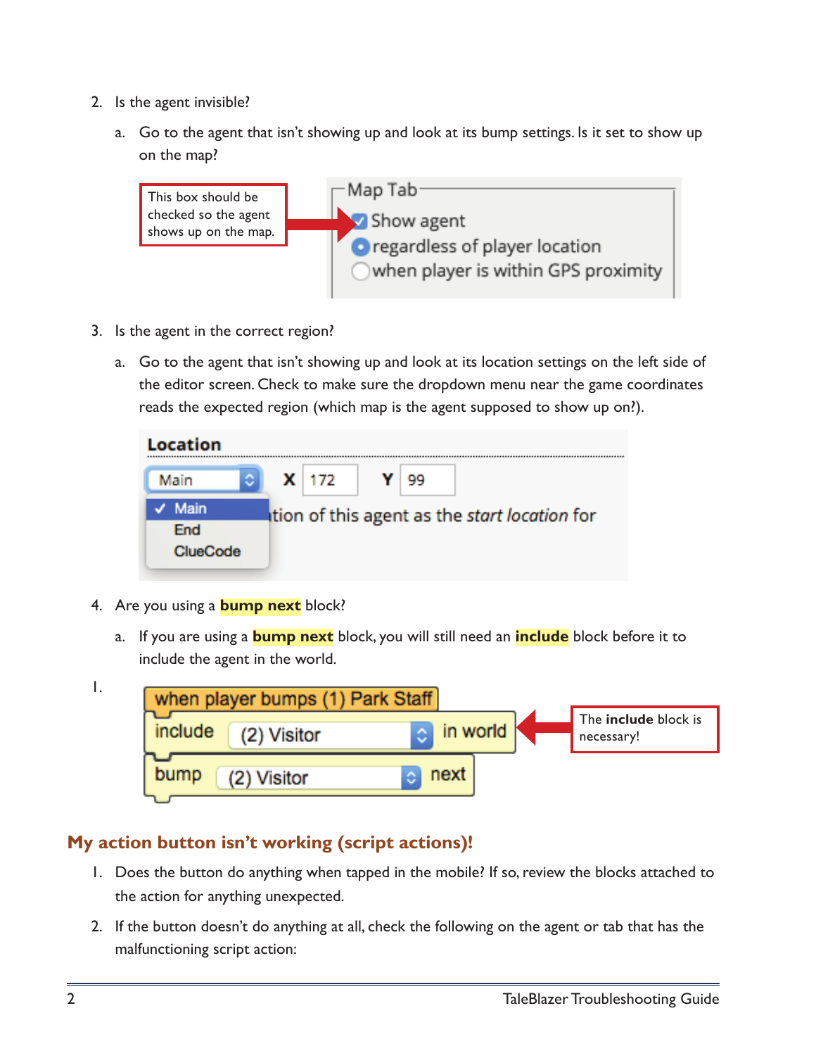2. Is the agent invisible?

   a. Go to the agent that isn't showing up and look at its bump settings. Is it set to show up on the map?

This box should be checked so the agent shows up on the map.

Map Tab

Show agent

regardless of player location

when player is within GPS proximity

3. Is the agent in the correct region?

   a. Go to the agent that isn't showing up and look at its location settings on the left side of the editor screen. Check to make sure the dropdown menu near the game coordinates reads the expected region (which map is the agent supposed to show up on?).

Location

Main X 172 Y 99

✓ Main
End
ClueCode

tion of this agent as the *start location* for

4. Are you using a **bump next** block?

   a. If you are using a **bump next** block, you will still need an **include** block before it to include the agent in the world.

      1.

when player bumps (1) Park Staff

include (2) Visitor in world

bump (2) Visitor next

The **include** block is necessary!

## My action button isn't working (script actions)!

1. Does the button do anything when tapped in the mobile? If so, review the blocks attached to the action for anything unexpected.
2. If the button doesn't do anything at all, check the following on the agent or tab that has the malfunctioning script action: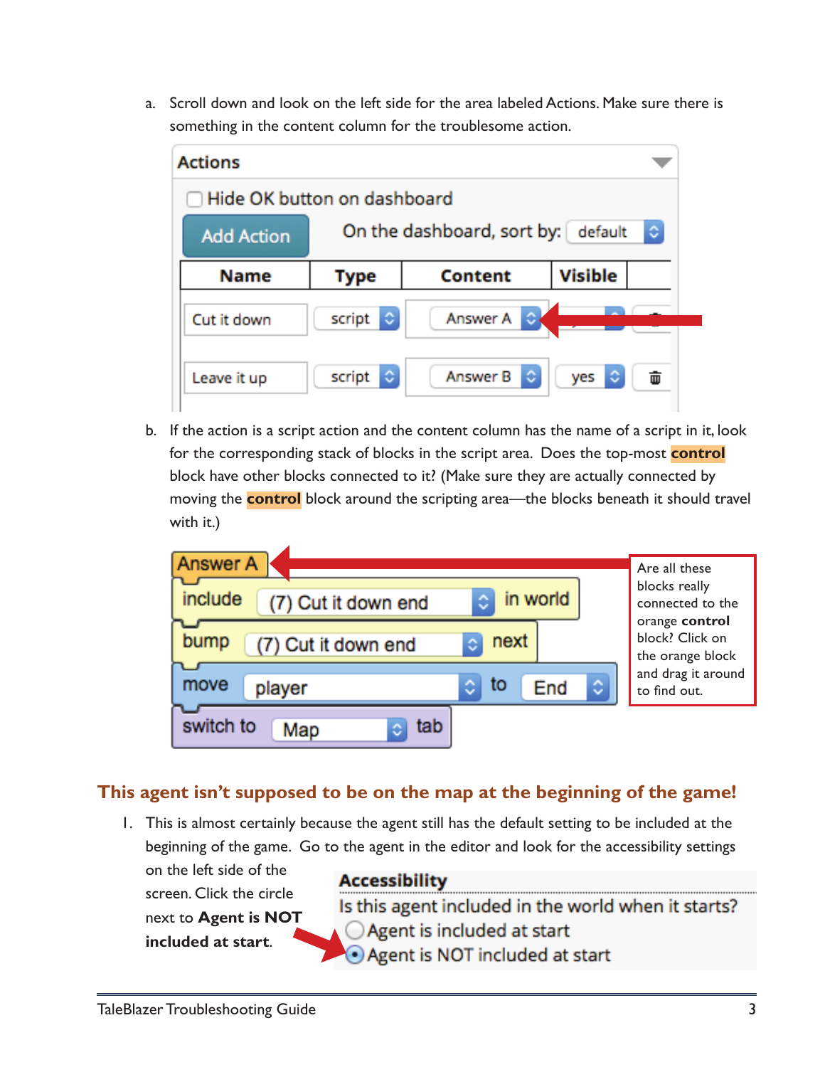a. Scroll down and look on the left side for the area labeled Actions. Make sure there is something in the content column for the troublesome action.

Actions

Hide OK button on dashboard

Add Action

On the dashboard, sort by: default

| Name | Type | Content | Visible | |
|---|---|---|---|---|
| Cut it down | script | Answer A | | |
| Leave it up | script | Answer B | yes | |

b. If the action is a script action and the content column has the name of a script in it, look for the corresponding stack of blocks in the script area. Does the top-most **control** block have other blocks connected to it? (Make sure they are actually connected by moving the **control** block around the scripting area—the blocks beneath it should travel with it.)

Answer A
include (7) Cut it down end in world
bump (7) Cut it down end next
move player to End
switch to Map tab

Are all these blocks really connected to the orange **control** block? Click on the orange block and drag it around to find out.

## This agent isn't supposed to be on the map at the beginning of the game!

1. This is almost certainly because the agent still has the default setting to be included at the beginning of the game. Go to the agent in the editor and look for the accessibility settings on the left side of the screen. Click the circle next to **Agent is NOT included at start**.

Accessibility

Is this agent included in the world when it starts?

Agent is included at start

Agent is NOT included at start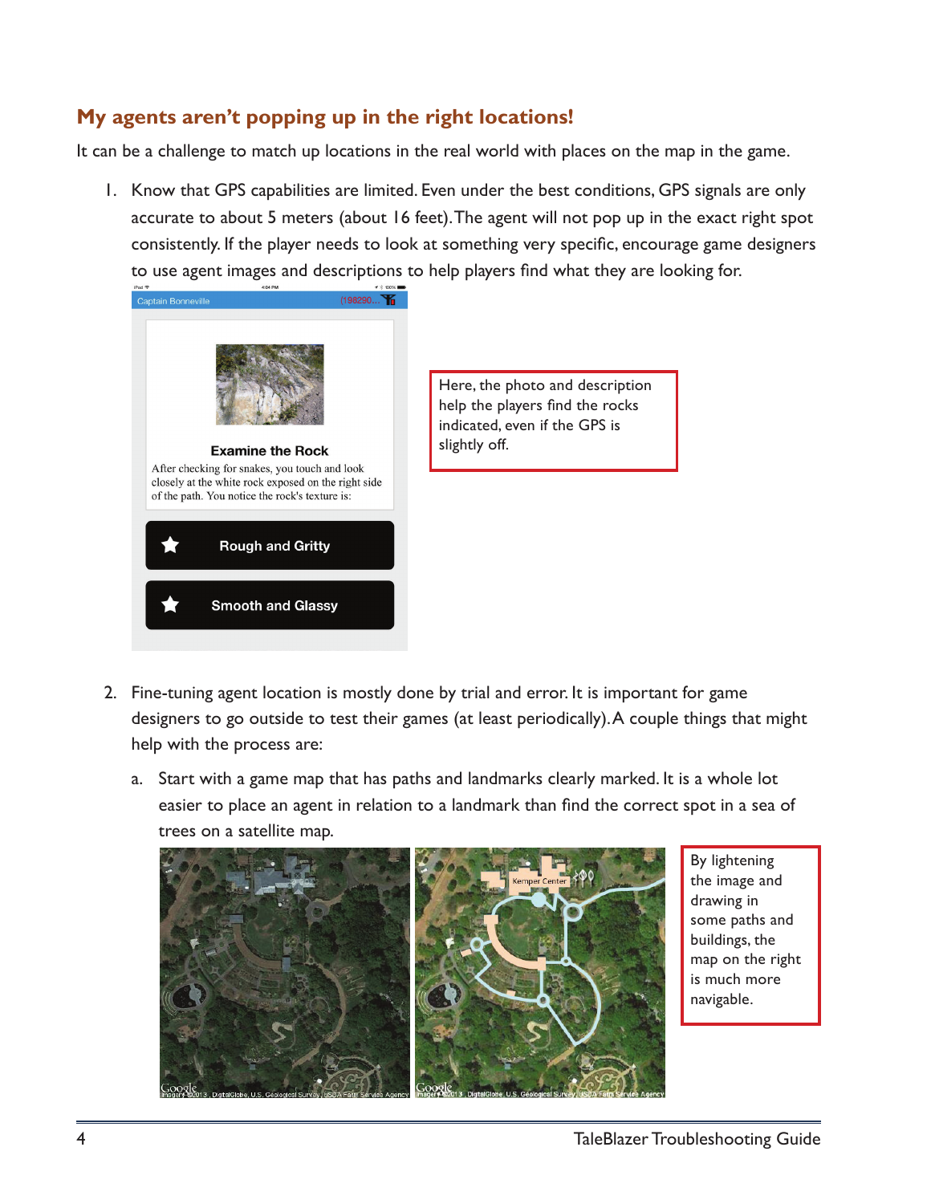## My agents aren't popping up in the right locations!

It can be a challenge to match up locations in the real world with places on the map in the game.

1. Know that GPS capabilities are limited. Even under the best conditions, GPS signals are only accurate to about 5 meters (about 16 feet). The agent will not pop up in the exact right spot consistently. If the player needs to look at something very specific, encourage game designers to use agent images and descriptions to help players find what they are looking for.

Here, the photo and description help the players find the rocks indicated, even if the GPS is slightly off.

2. Fine-tuning agent location is mostly done by trial and error. It is important for game designers to go outside to test their games (at least periodically). A couple things that might help with the process are:

   a. Start with a game map that has paths and landmarks clearly marked. It is a whole lot easier to place an agent in relation to a landmark than find the correct spot in a sea of trees on a satellite map.

By lightening the image and drawing in some paths and buildings, the map on the right is much more navigable.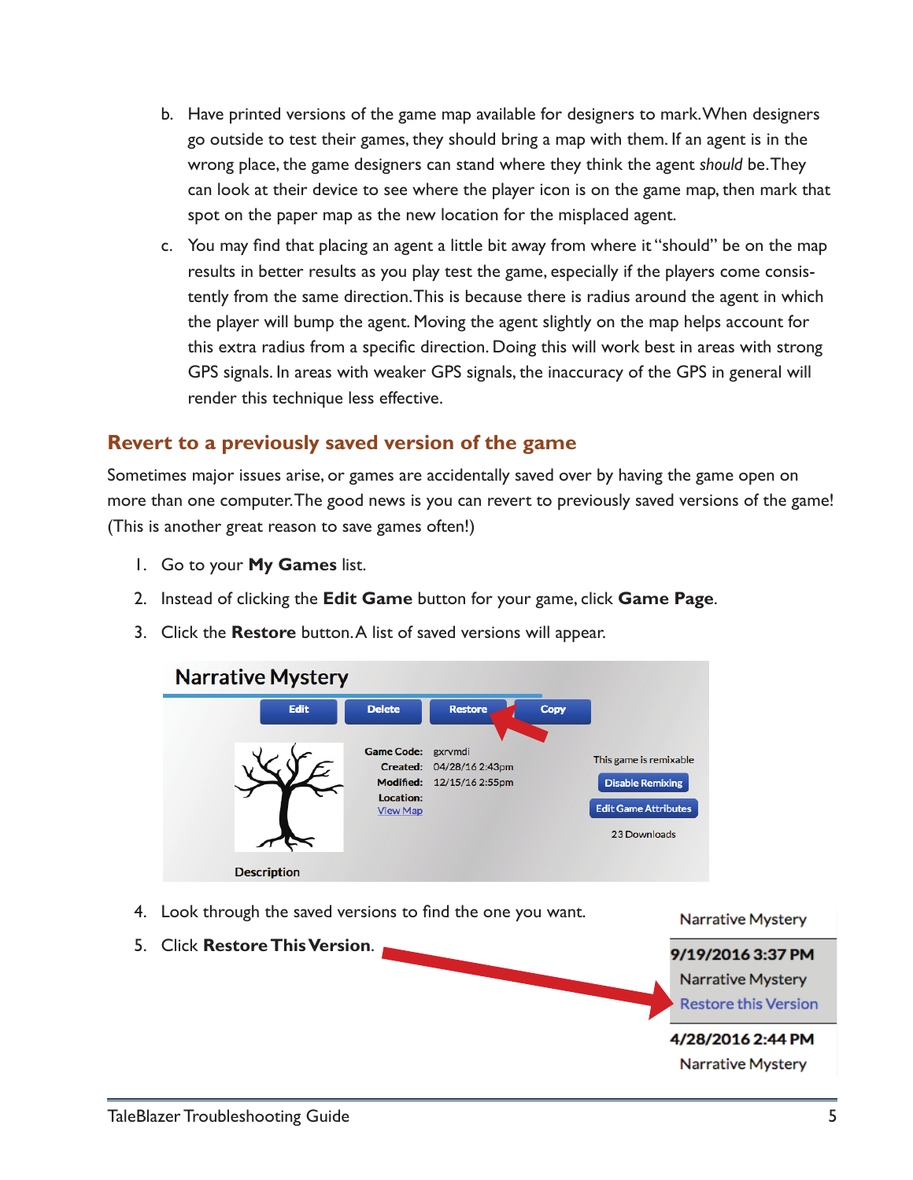b. Have printed versions of the game map available for designers to mark. When designers go outside to test their games, they should bring a map with them. If an agent is in the wrong place, the game designers can stand where they think the agent *should* be. They can look at their device to see where the player icon is on the game map, then mark that spot on the paper map as the new location for the misplaced agent.

c. You may find that placing an agent a little bit away from where it "should" be on the map results in better results as you play test the game, especially if the players come consistently from the same direction. This is because there is radius around the agent in which the player will bump the agent. Moving the agent slightly on the map helps account for this extra radius from a specific direction. Doing this will work best in areas with strong GPS signals. In areas with weaker GPS signals, the inaccuracy of the GPS in general will render this technique less effective.

## Revert to a previously saved version of the game

Sometimes major issues arise, or games are accidentally saved over by having the game open on more than one computer. The good news is you can revert to previously saved versions of the game! (This is another great reason to save games often!)

1. Go to your **My Games** list.
2. Instead of clicking the **Edit Game** button for your game, click **Game Page**.
3. Click the **Restore** button. A list of saved versions will appear.

Narrative Mystery

Edit Delete Restore Copy

Game Code: gxrvmdi
Created: 04/28/16 2:43pm
Modified: 12/15/16 2:55pm
Location:
View Map

This game is remixable
Disable Remixing
Edit Game Attributes
23 Downloads

Description

4. Look through the saved versions to find the one you want.
5. Click **Restore This Version**.

Narrative Mystery
9/19/2016 3:37 PM
Narrative Mystery
Restore this Version
4/28/2016 2:44 PM
Narrative Mystery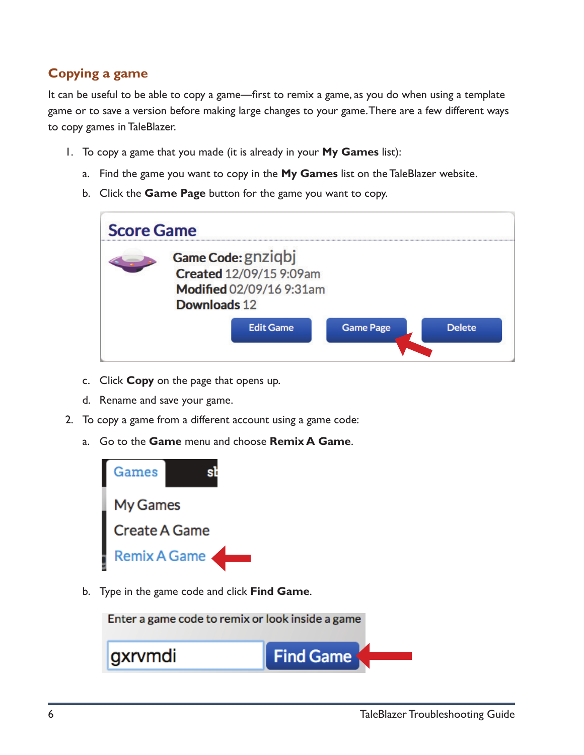## Copying a game

It can be useful to be able to copy a game—first to remix a game, as you do when using a template game or to save a version before making large changes to your game. There are a few different ways to copy games in TaleBlazer.

1. To copy a game that you made (it is already in your **My Games** list):
   a. Find the game you want to copy in the **My Games** list on the TaleBlazer website.
   b. Click the **Game Page** button for the game you want to copy.
   c. Click **Copy** on the page that opens up.
   d. Rename and save your game.
2. To copy a game from a different account using a game code:
   a. Go to the **Game** menu and choose **Remix A Game**.
   b. Type in the game code and click **Find Game**.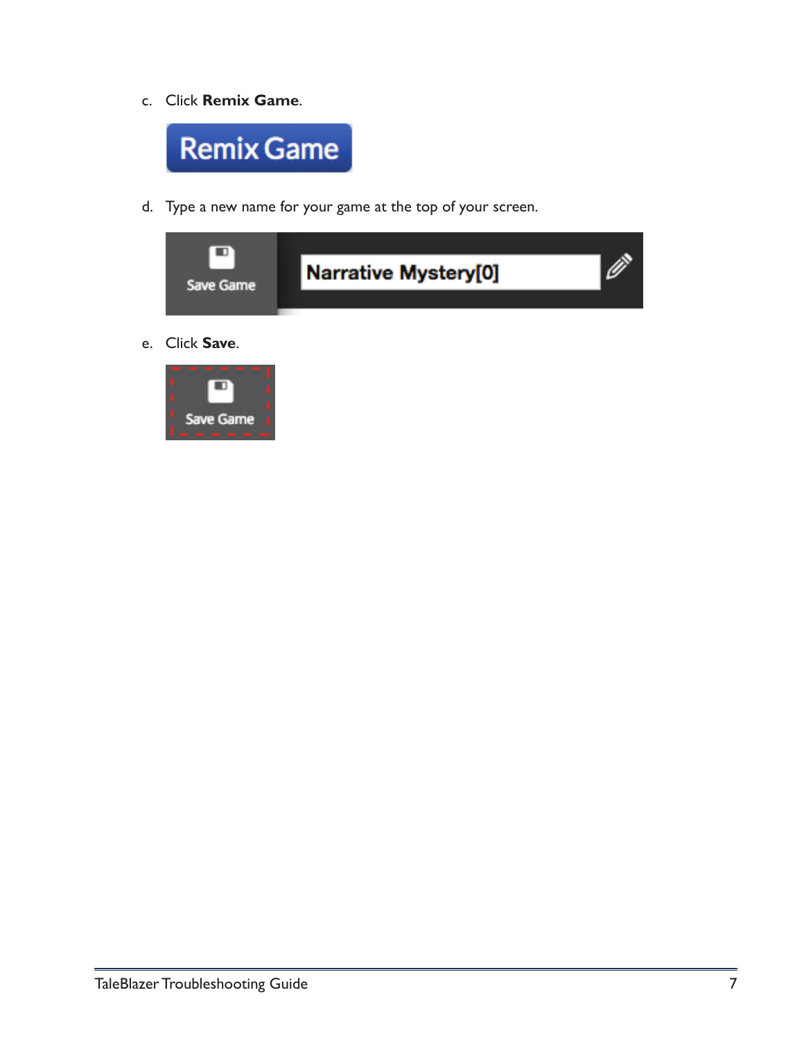c. Click **Remix Game**.

d. Type a new name for your game at the top of your screen.

e. Click **Save**.